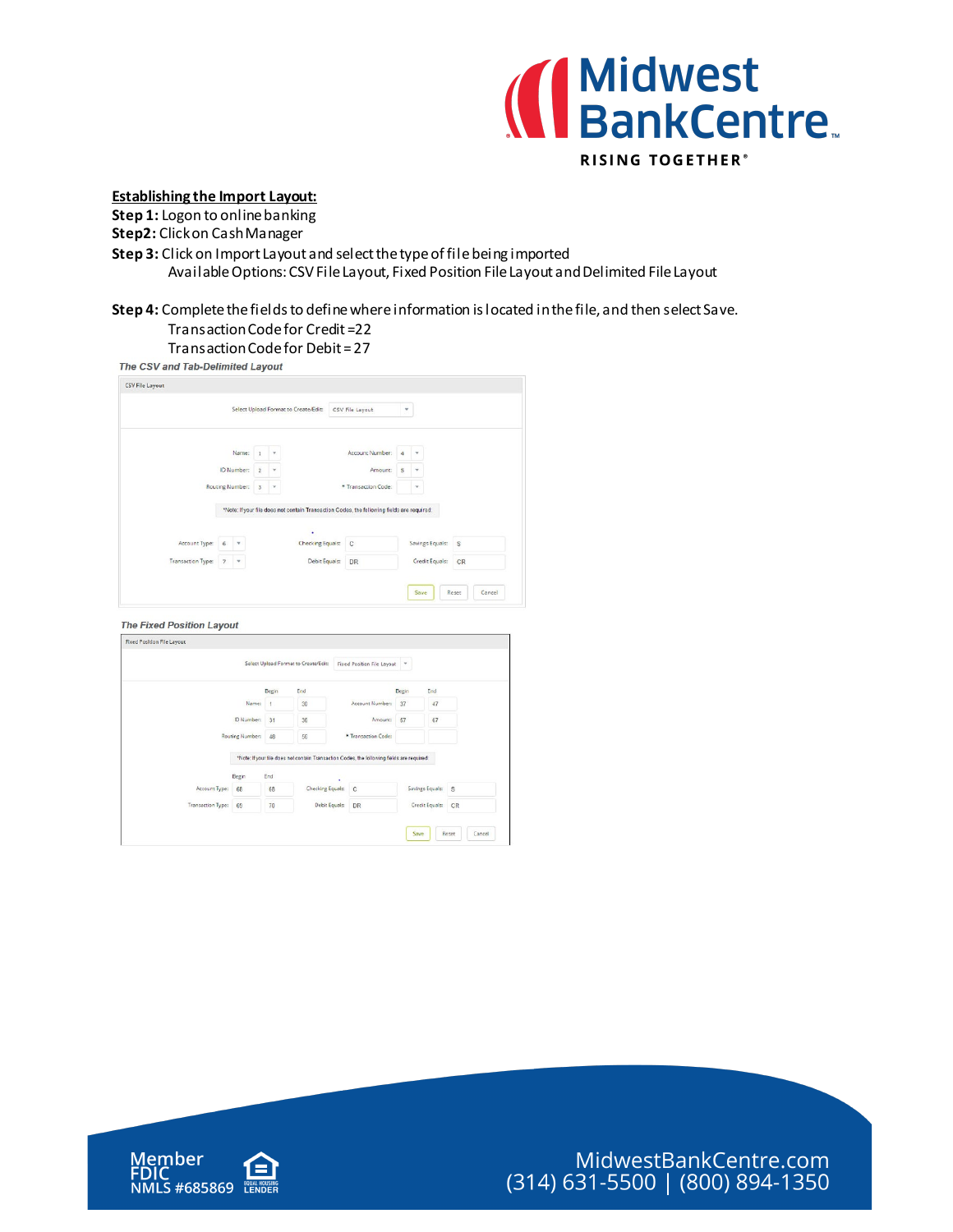**Establishing the Import Layout:**

**Step 1:** Logon to online banking

**Step2:** Click on Cash Manager

**Step 3:** Click on Import Layout and select the type of file being imported

Available Options: CSV File Layout, Fixed Position File Layout and Delimited File Layout

**Step 4:** Complete the fields to define where information is located in the file, and then select Save.

Transaction Code for Credit =22

Transaction Code for Debit = 27

*The CSV and Tab-Delimited Layout*

CSV File Layout

Select Upload Format to Create/Edit: CSV File Layout

| | | | |
|---|---|---|---|
| Name: | 1 | Account Number: | 4 |
| ID Number: | 2 | Amount: | 5 |
| Routing Number: | 3 | * Transaction Code: | |

*Note: If your file does not contain Transaction Codes, the following fields are required:

| | | | | | |
|---|---|---|---|---|---|
| Account Type: | 6 | Checking Equals: | C | Savings Equals: | S |
| Transaction Type: | 7 | Debit Equals: | DR | Credit Equals: | CR |

Save | Reset | Cancel

*The Fixed Position Layout*

Fixed Position File Layout

Select Upload Format to Create/Edit: Fixed Position File Layout

| | Begin | End | | Begin | End |
|---|---|---|---|---|---|
| Name: | 1 | 30 | Account Number: | 37 | 47 |
| ID Number: | 31 | 36 | Amount: | 57 | 67 |
| Routing Number: | 48 | 56 | * Transaction Code: | | |

*Note: If your file does not contain Transaction Codes, the following fields are required:

| | Begin | End | | | | |
|---|---|---|---|---|---|---|
| Account Type: | 68 | 68 | Checking Equals: | C | Savings Equals: | S |
| Transaction Type: | 69 | 70 | Debit Equals: | DR | Credit Equals: | CR |

Save | Reset | Cancel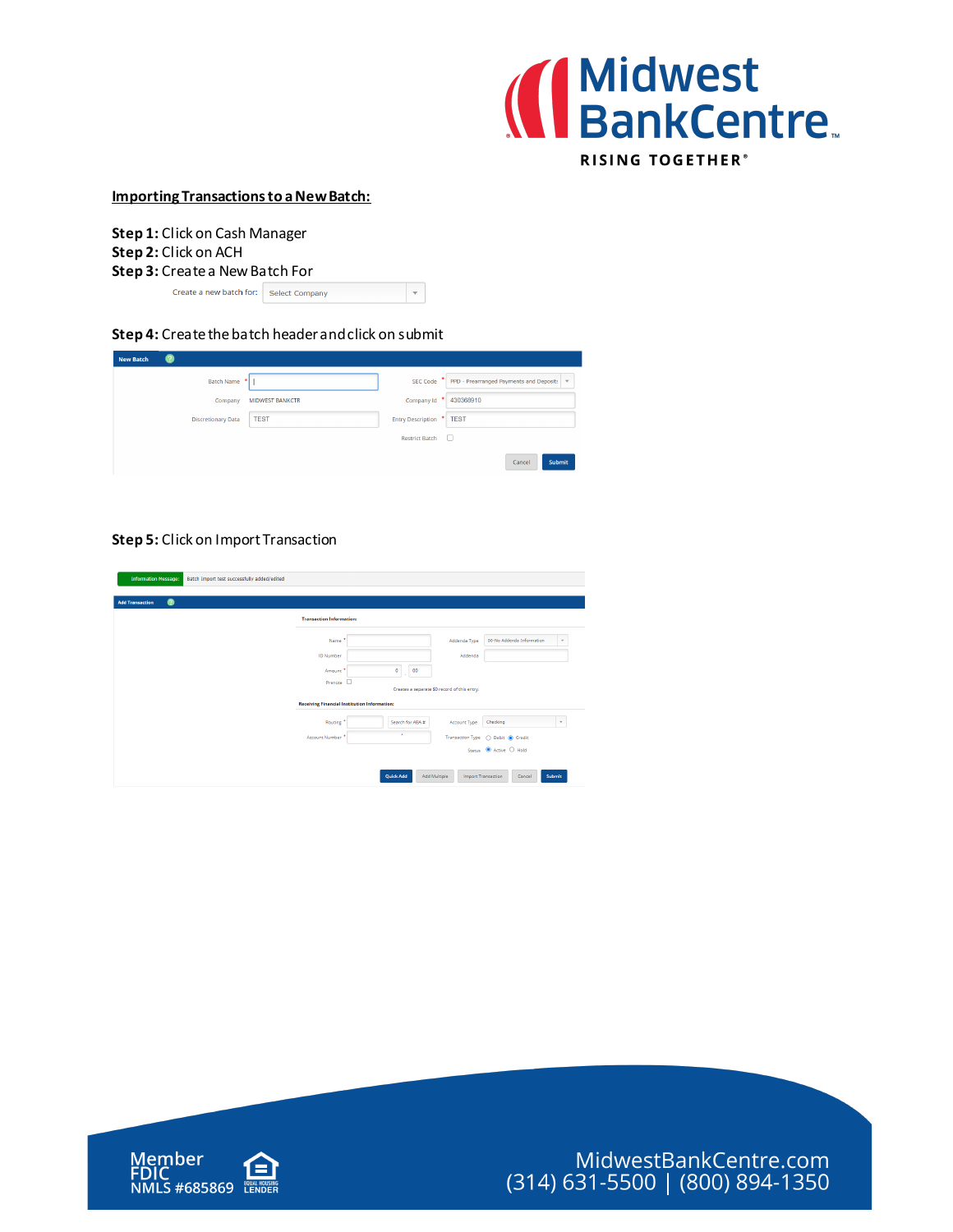## Importing Transactions to a New Batch:

**Step 1:** Click on Cash Manager
**Step 2:** Click on ACH
**Step 3:** Create a New Batch For

Create a new batch for: Select Company

**Step 4:** Create the batch header and click on submit

New Batch

Batch Name *
SEC Code * PPD - Prearranged Payments and Deposits
Company MIDWEST BANKCTR
Company Id * 430368910
Discretionary Data TEST
Entry Description * TEST
Restrict Batch

Cancel Submit

**Step 5:** Click on Import Transaction

Information Message: Batch Import test successfully added/edited

Add Transaction

Transaction Information:

Name *
Addenda Type 00-No Addenda Information
ID Number
Addenda
Amount * 0 . 00
Prenote
Creates a separate $0 record of this entry.

Receiving Financial Institution Information:

Routing * Search for ABA #
Account Type Checking
Account Number *
Transaction Type Debit Credit
Status Active Hold

Quick Add Add Multiple Import Transaction Cancel Submit

Member FDIC
NMLS #685869
EQUAL HOUSING LENDER

MidwestBankCentre.com
(314) 631-5500 | (800) 894-1350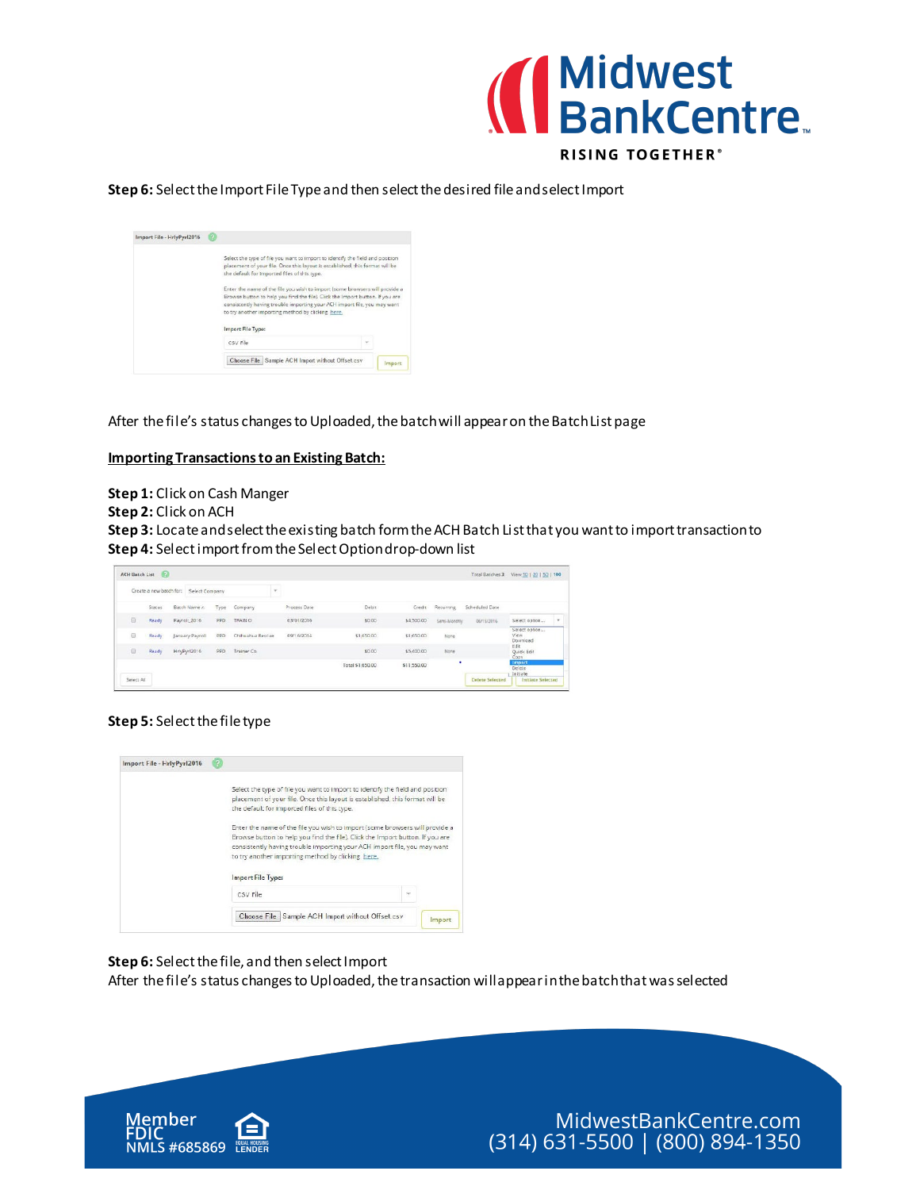**Step 6:** Select the Import File Type and then select the desired file and select Import

After the file's status changes to Uploaded, the batch will appear on the Batch List page

**Importing Transactions to an Existing Batch:**

**Step 1:** Click on Cash Manger
**Step 2:** Click on ACH
**Step 3:** Locate and select the existing batch form the ACH Batch List that you want to import transaction to
**Step 4:** Select import from the Select Option drop-down list

**Step 5:** Select the file type

**Step 6:** Select the file, and then select Import
After the file's status changes to Uploaded, the transaction will appear in the batch that was selected